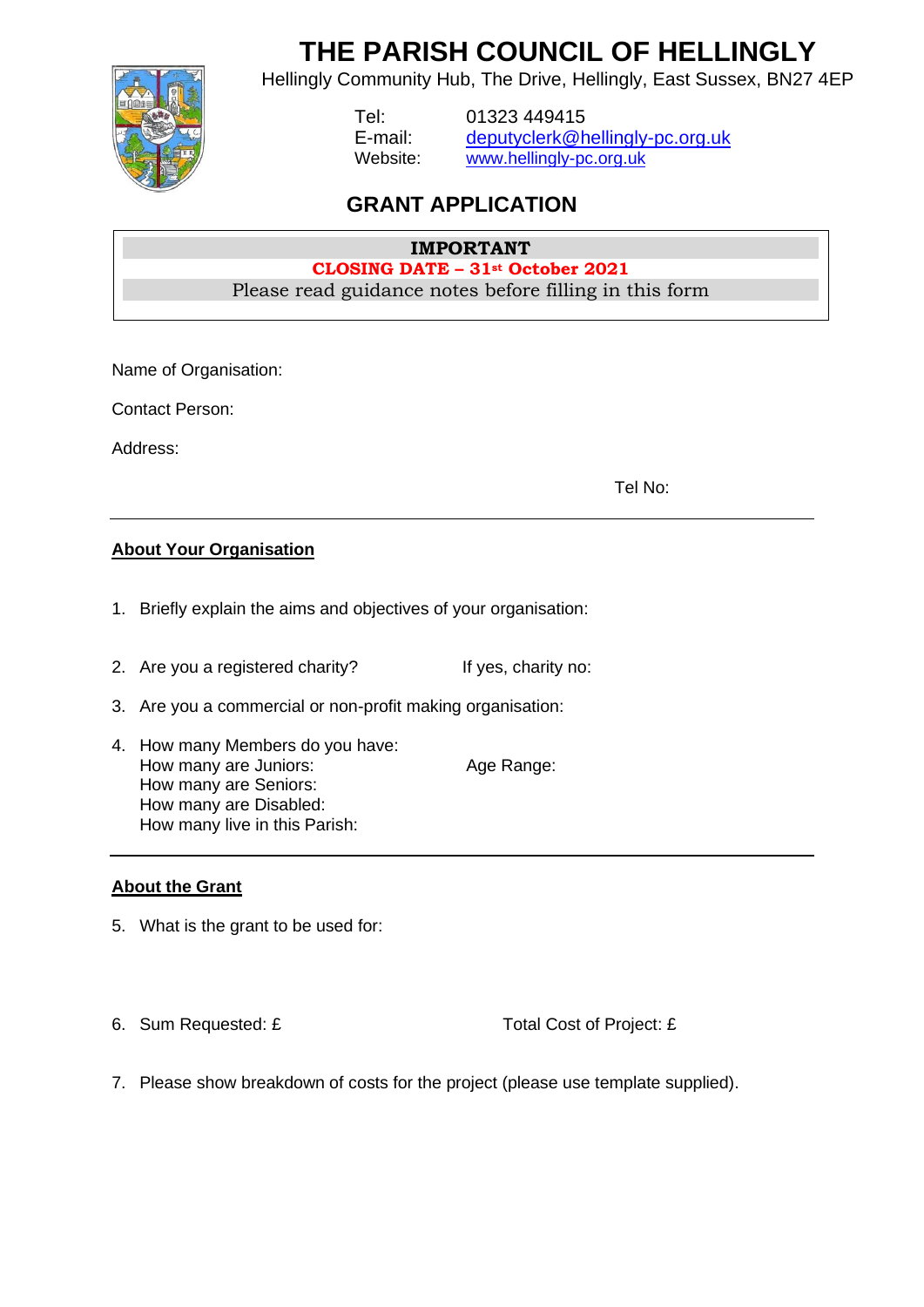# THE PARISH COUNCIL OF HELLINGLY

Hellingly Community Hub, The Drive, Hellingly, East Sussex, BN27 4EP

Tel: 01323 449415
E-mail: deputyclerk@hellingly-pc.org.uk
Website: www.hellingly-pc.org.uk

## GRANT APPLICATION

**IMPORTANT**
**CLOSING DATE – 31st October 2021**
Please read guidance notes before filling in this form

Name of Organisation:

Contact Person:

Address:

Tel No:

---

**About Your Organisation**

1. Briefly explain the aims and objectives of your organisation:

2. Are you a registered charity? If yes, charity no:

3. Are you a commercial or non-profit making organisation:

4. How many Members do you have:
   How many are Juniors: Age Range:
   How many are Seniors:
   How many are Disabled:
   How many live in this Parish:

---

**About the Grant**

5. What is the grant to be used for:

6. Sum Requested: £ Total Cost of Project: £

7. Please show breakdown of costs for the project (please use template supplied).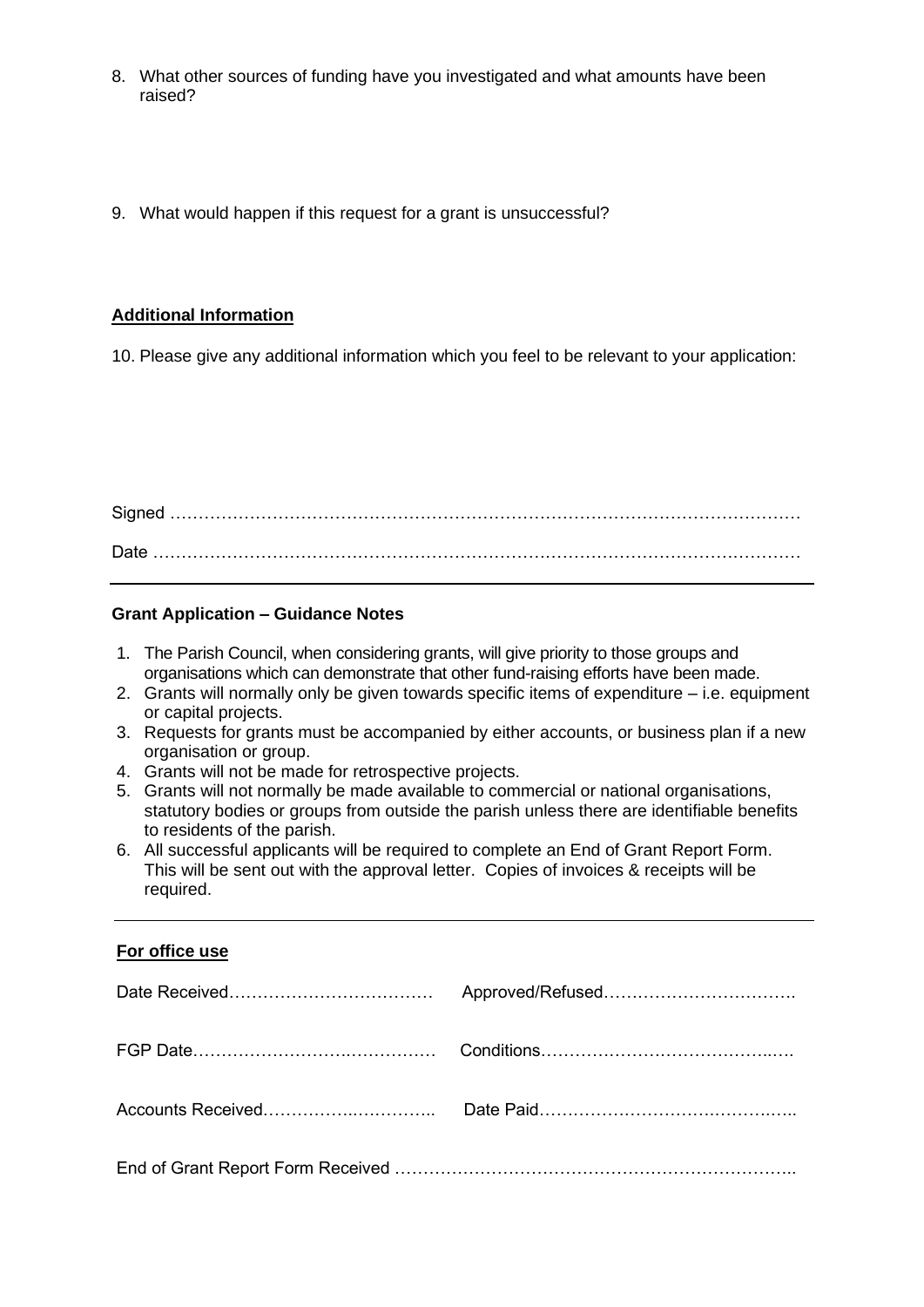8. What other sources of funding have you investigated and what amounts have been raised?

9. What would happen if this request for a grant is unsuccessful?

**Additional Information**

10. Please give any additional information which you feel to be relevant to your application:

Signed …………………………………………………………………………………………………

Date ……………………………………………………………………………………………………

---

**Grant Application – Guidance Notes**

1. The Parish Council, when considering grants, will give priority to those groups and organisations which can demonstrate that other fund-raising efforts have been made.
2. Grants will normally only be given towards specific items of expenditure – i.e. equipment or capital projects.
3. Requests for grants must be accompanied by either accounts, or business plan if a new organisation or group.
4. Grants will not be made for retrospective projects.
5. Grants will not normally be made available to commercial or national organisations, statutory bodies or groups from outside the parish unless there are identifiable benefits to residents of the parish.
6. All successful applicants will be required to complete an End of Grant Report Form. This will be sent out with the approval letter. Copies of invoices & receipts will be required.

---

**For office use**

Date Received……………………………… Approved/Refused…………………………….

FGP Date……………………………………… Conditions……………………………………..…

Accounts Received…………….………….. Date Paid……………………………………..…..

End of Grant Report Form Received ……………………………………………………………..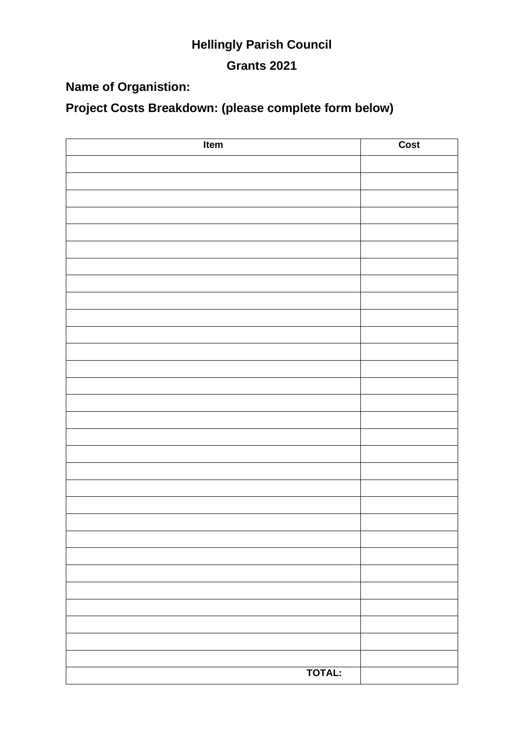**Hellingly Parish Council**

**Grants 2021**

**Name of Organistion:**

**Project Costs Breakdown: (please complete form below)**

| Item | Cost |
|---|---|
| | |
| | |
| | |
| | |
| | |
| | |
| | |
| | |
| | |
| | |
| | |
| | |
| | |
| | |
| | |
| | |
| | |
| | |
| | |
| | |
| | |
| | |
| | |
| | |
| | |
| | |
| | |
| | |
| | |
| | |
| **TOTAL:** | |